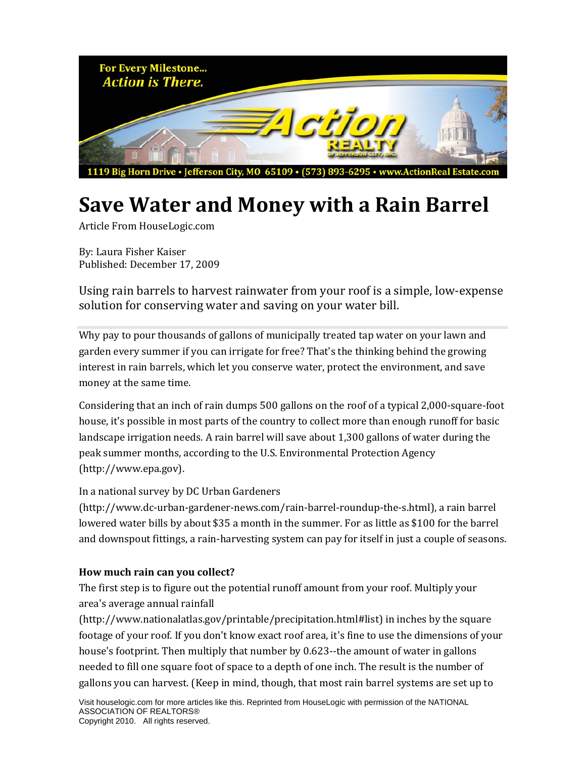For Every Milestone... *Action is There.*

Action REALTY of Jefferson City, Inc.

1119 Big Horn Drive • Jefferson City, MO 65109 • (573) 893-6295 • www.ActionRealEstate.com

# Save Water and Money with a Rain Barrel

Article From HouseLogic.com

By: Laura Fisher Kaiser
Published: December 17, 2009

Using rain barrels to harvest rainwater from your roof is a simple, low-expense solution for conserving water and saving on your water bill.

---

Why pay to pour thousands of gallons of municipally treated tap water on your lawn and garden every summer if you can irrigate for free? That's the thinking behind the growing interest in rain barrels, which let you conserve water, protect the environment, and save money at the same time.

Considering that an inch of rain dumps 500 gallons on the roof of a typical 2,000-square-foot house, it's possible in most parts of the country to collect more than enough runoff for basic landscape irrigation needs. A rain barrel will save about 1,300 gallons of water during the peak summer months, according to the U.S. Environmental Protection Agency (http://www.epa.gov).

In a national survey by DC Urban Gardeners (http://www.dc-urban-gardener-news.com/rain-barrel-roundup-the-s.html), a rain barrel lowered water bills by about $35 a month in the summer. For as little as $100 for the barrel and downspout fittings, a rain-harvesting system can pay for itself in just a couple of seasons.

**How much rain can you collect?**

The first step is to figure out the potential runoff amount from your roof. Multiply your area's average annual rainfall (http://www.nationalatlas.gov/printable/precipitation.html#list) in inches by the square footage of your roof. If you don't know exact roof area, it's fine to use the dimensions of your house's footprint. Then multiply that number by 0.623--the amount of water in gallons needed to fill one square foot of space to a depth of one inch. The result is the number of gallons you can harvest. (Keep in mind, though, that most rain barrel systems are set up to

Visit houselogic.com for more articles like this. Reprinted from HouseLogic with permission of the NATIONAL ASSOCIATION OF REALTORS®
Copyright 2010. All rights reserved.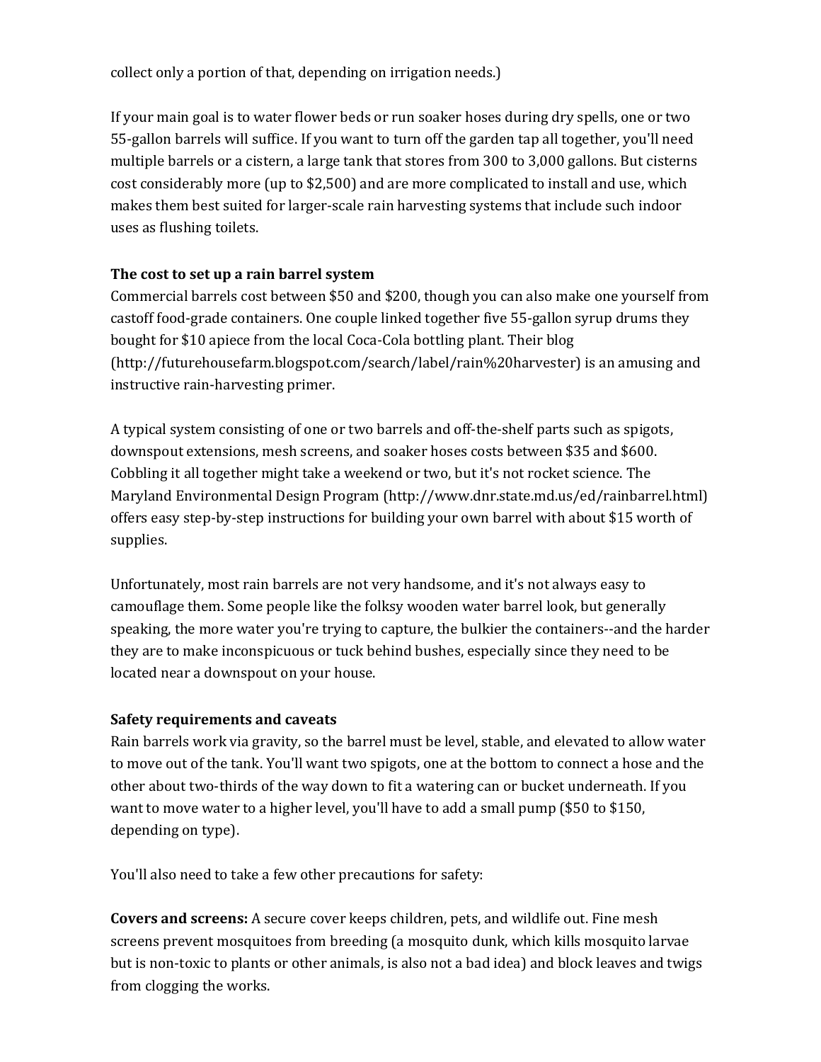collect only a portion of that, depending on irrigation needs.)

If your main goal is to water flower beds or run soaker hoses during dry spells, one or two 55-gallon barrels will suffice. If you want to turn off the garden tap all together, you'll need multiple barrels or a cistern, a large tank that stores from 300 to 3,000 gallons. But cisterns cost considerably more (up to $2,500) and are more complicated to install and use, which makes them best suited for larger-scale rain harvesting systems that include such indoor uses as flushing toilets.

**The cost to set up a rain barrel system**

Commercial barrels cost between $50 and $200, though you can also make one yourself from castoff food-grade containers. One couple linked together five 55-gallon syrup drums they bought for $10 apiece from the local Coca-Cola bottling plant. Their blog (http://futurehousefarm.blogspot.com/search/label/rain%20harvester) is an amusing and instructive rain-harvesting primer.

A typical system consisting of one or two barrels and off-the-shelf parts such as spigots, downspout extensions, mesh screens, and soaker hoses costs between $35 and $600. Cobbling it all together might take a weekend or two, but it's not rocket science. The Maryland Environmental Design Program (http://www.dnr.state.md.us/ed/rainbarrel.html) offers easy step-by-step instructions for building your own barrel with about $15 worth of supplies.

Unfortunately, most rain barrels are not very handsome, and it's not always easy to camouflage them. Some people like the folksy wooden water barrel look, but generally speaking, the more water you're trying to capture, the bulkier the containers--and the harder they are to make inconspicuous or tuck behind bushes, especially since they need to be located near a downspout on your house.

**Safety requirements and caveats**

Rain barrels work via gravity, so the barrel must be level, stable, and elevated to allow water to move out of the tank. You'll want two spigots, one at the bottom to connect a hose and the other about two-thirds of the way down to fit a watering can or bucket underneath. If you want to move water to a higher level, you'll have to add a small pump ($50 to $150, depending on type).

You'll also need to take a few other precautions for safety:

**Covers and screens:** A secure cover keeps children, pets, and wildlife out. Fine mesh screens prevent mosquitoes from breeding (a mosquito dunk, which kills mosquito larvae but is non-toxic to plants or other animals, is also not a bad idea) and block leaves and twigs from clogging the works.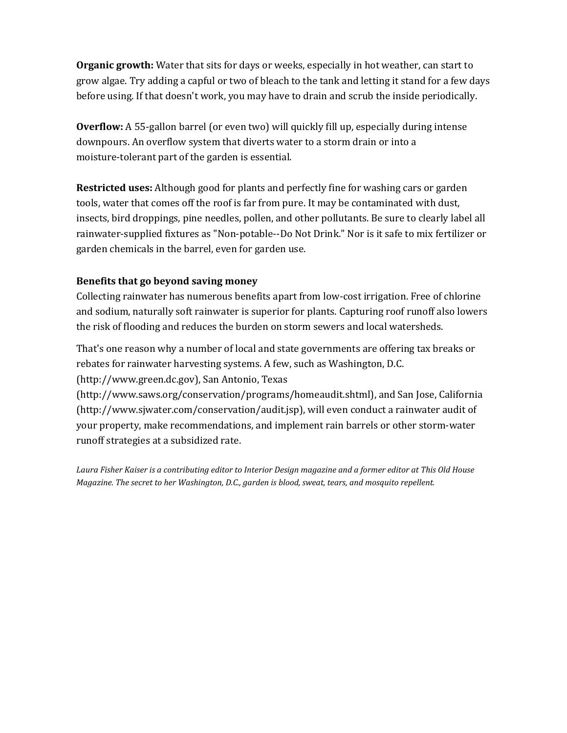**Organic growth:** Water that sits for days or weeks, especially in hot weather, can start to grow algae. Try adding a capful or two of bleach to the tank and letting it stand for a few days before using. If that doesn't work, you may have to drain and scrub the inside periodically.

**Overflow:** A 55-gallon barrel (or even two) will quickly fill up, especially during intense downpours. An overflow system that diverts water to a storm drain or into a moisture-tolerant part of the garden is essential.

**Restricted uses:** Although good for plants and perfectly fine for washing cars or garden tools, water that comes off the roof is far from pure. It may be contaminated with dust, insects, bird droppings, pine needles, pollen, and other pollutants. Be sure to clearly label all rainwater-supplied fixtures as "Non-potable--Do Not Drink." Nor is it safe to mix fertilizer or garden chemicals in the barrel, even for garden use.

**Benefits that go beyond saving money**

Collecting rainwater has numerous benefits apart from low-cost irrigation. Free of chlorine and sodium, naturally soft rainwater is superior for plants. Capturing roof runoff also lowers the risk of flooding and reduces the burden on storm sewers and local watersheds.

That's one reason why a number of local and state governments are offering tax breaks or rebates for rainwater harvesting systems. A few, such as Washington, D.C. (http://www.green.dc.gov), San Antonio, Texas (http://www.saws.org/conservation/programs/homeaudit.shtml), and San Jose, California (http://www.sjwater.com/conservation/audit.jsp), will even conduct a rainwater audit of your property, make recommendations, and implement rain barrels or other storm-water runoff strategies at a subsidized rate.

*Laura Fisher Kaiser is a contributing editor to Interior Design magazine and a former editor at This Old House Magazine. The secret to her Washington, D.C., garden is blood, sweat, tears, and mosquito repellent.*